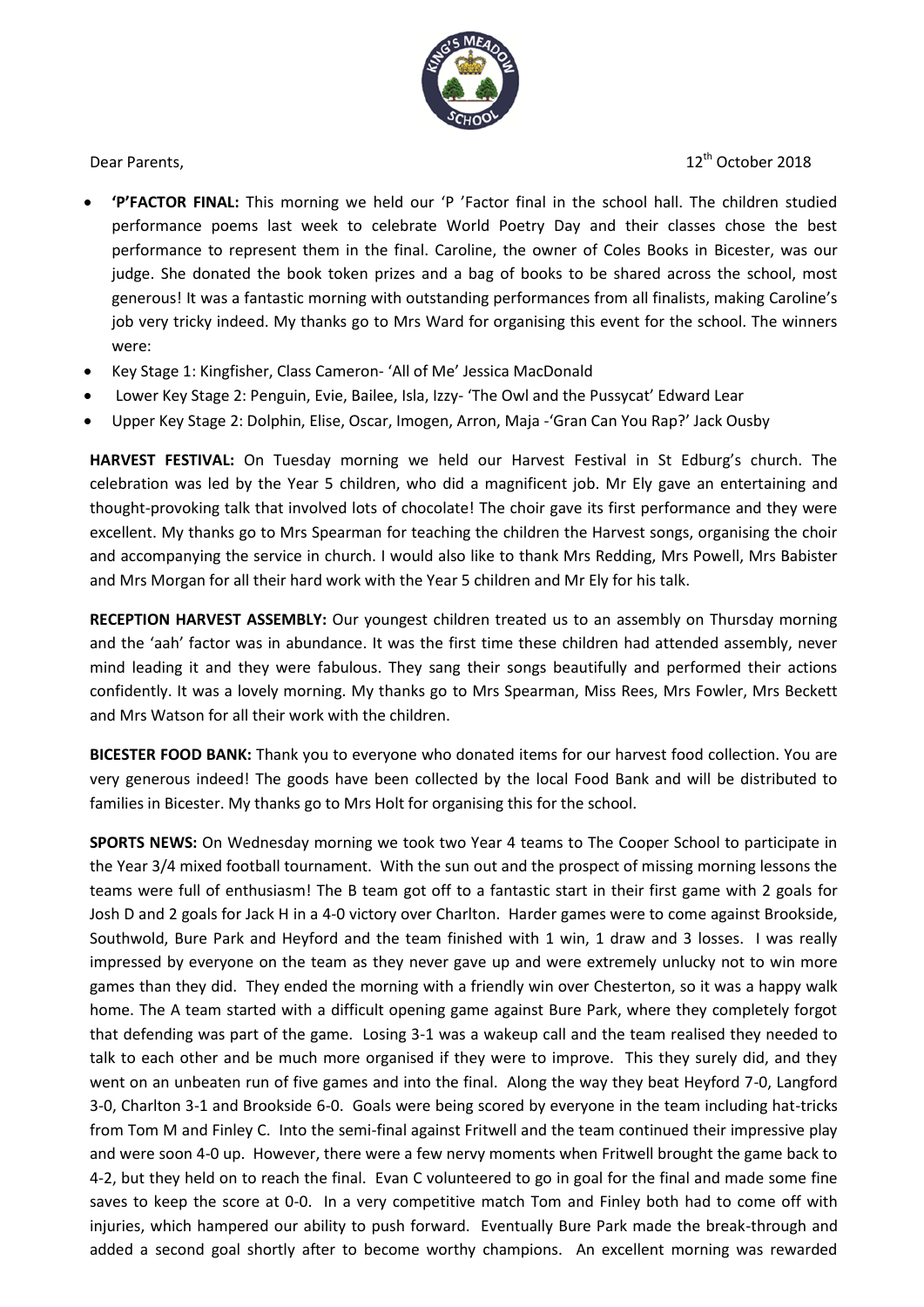Dear Parents,

12th October 2018

- **'P'FACTOR FINAL:** This morning we held our 'P 'Factor final in the school hall. The children studied performance poems last week to celebrate World Poetry Day and their classes chose the best performance to represent them in the final. Caroline, the owner of Coles Books in Bicester, was our judge. She donated the book token prizes and a bag of books to be shared across the school, most generous! It was a fantastic morning with outstanding performances from all finalists, making Caroline's job very tricky indeed. My thanks go to Mrs Ward for organising this event for the school. The winners were:
- Key Stage 1: Kingfisher, Class Cameron- 'All of Me' Jessica MacDonald
- Lower Key Stage 2: Penguin, Evie, Bailee, Isla, Izzy- 'The Owl and the Pussycat' Edward Lear
- Upper Key Stage 2: Dolphin, Elise, Oscar, Imogen, Arron, Maja -'Gran Can You Rap?' Jack Ousby

**HARVEST FESTIVAL:** On Tuesday morning we held our Harvest Festival in St Edburg's church. The celebration was led by the Year 5 children, who did a magnificent job. Mr Ely gave an entertaining and thought-provoking talk that involved lots of chocolate! The choir gave its first performance and they were excellent. My thanks go to Mrs Spearman for teaching the children the Harvest songs, organising the choir and accompanying the service in church. I would also like to thank Mrs Redding, Mrs Powell, Mrs Babister and Mrs Morgan for all their hard work with the Year 5 children and Mr Ely for his talk.

**RECEPTION HARVEST ASSEMBLY:** Our youngest children treated us to an assembly on Thursday morning and the 'aah' factor was in abundance. It was the first time these children had attended assembly, never mind leading it and they were fabulous. They sang their songs beautifully and performed their actions confidently. It was a lovely morning. My thanks go to Mrs Spearman, Miss Rees, Mrs Fowler, Mrs Beckett and Mrs Watson for all their work with the children.

**BICESTER FOOD BANK:** Thank you to everyone who donated items for our harvest food collection. You are very generous indeed! The goods have been collected by the local Food Bank and will be distributed to families in Bicester. My thanks go to Mrs Holt for organising this for the school.

**SPORTS NEWS:** On Wednesday morning we took two Year 4 teams to The Cooper School to participate in the Year 3/4 mixed football tournament. With the sun out and the prospect of missing morning lessons the teams were full of enthusiasm! The B team got off to a fantastic start in their first game with 2 goals for Josh D and 2 goals for Jack H in a 4-0 victory over Charlton. Harder games were to come against Brookside, Southwold, Bure Park and Heyford and the team finished with 1 win, 1 draw and 3 losses. I was really impressed by everyone on the team as they never gave up and were extremely unlucky not to win more games than they did. They ended the morning with a friendly win over Chesterton, so it was a happy walk home. The A team started with a difficult opening game against Bure Park, where they completely forgot that defending was part of the game. Losing 3-1 was a wakeup call and the team realised they needed to talk to each other and be much more organised if they were to improve. This they surely did, and they went on an unbeaten run of five games and into the final. Along the way they beat Heyford 7-0, Langford 3-0, Charlton 3-1 and Brookside 6-0. Goals were being scored by everyone in the team including hat-tricks from Tom M and Finley C. Into the semi-final against Fritwell and the team continued their impressive play and were soon 4-0 up. However, there were a few nervy moments when Fritwell brought the game back to 4-2, but they held on to reach the final. Evan C volunteered to go in goal for the final and made some fine saves to keep the score at 0-0. In a very competitive match Tom and Finley both had to come off with injuries, which hampered our ability to push forward. Eventually Bure Park made the break-through and added a second goal shortly after to become worthy champions. An excellent morning was rewarded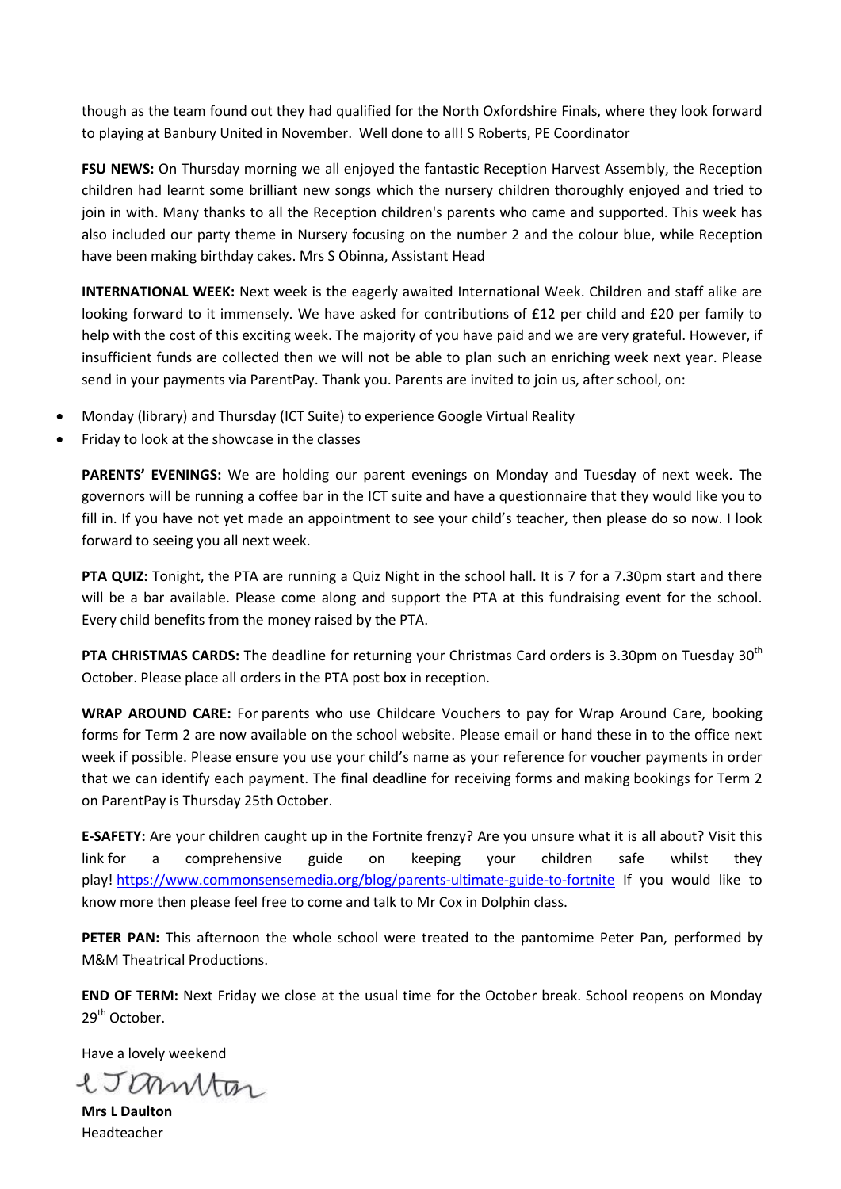though as the team found out they had qualified for the North Oxfordshire Finals, where they look forward to playing at Banbury United in November. Well done to all! S Roberts, PE Coordinator

**FSU NEWS:** On Thursday morning we all enjoyed the fantastic Reception Harvest Assembly, the Reception children had learnt some brilliant new songs which the nursery children thoroughly enjoyed and tried to join in with. Many thanks to all the Reception children's parents who came and supported. This week has also included our party theme in Nursery focusing on the number 2 and the colour blue, while Reception have been making birthday cakes. Mrs S Obinna, Assistant Head

**INTERNATIONAL WEEK:** Next week is the eagerly awaited International Week. Children and staff alike are looking forward to it immensely. We have asked for contributions of £12 per child and £20 per family to help with the cost of this exciting week. The majority of you have paid and we are very grateful. However, if insufficient funds are collected then we will not be able to plan such an enriching week next year. Please send in your payments via ParentPay. Thank you. Parents are invited to join us, after school, on:

- Monday (library) and Thursday (ICT Suite) to experience Google Virtual Reality
- Friday to look at the showcase in the classes

**PARENTS' EVENINGS:** We are holding our parent evenings on Monday and Tuesday of next week. The governors will be running a coffee bar in the ICT suite and have a questionnaire that they would like you to fill in. If you have not yet made an appointment to see your child's teacher, then please do so now. I look forward to seeing you all next week.

**PTA QUIZ:** Tonight, the PTA are running a Quiz Night in the school hall. It is 7 for a 7.30pm start and there will be a bar available. Please come along and support the PTA at this fundraising event for the school. Every child benefits from the money raised by the PTA.

**PTA CHRISTMAS CARDS:** The deadline for returning your Christmas Card orders is 3.30pm on Tuesday 30th October. Please place all orders in the PTA post box in reception.

**WRAP AROUND CARE:** For parents who use Childcare Vouchers to pay for Wrap Around Care, booking forms for Term 2 are now available on the school website. Please email or hand these in to the office next week if possible. Please ensure you use your child's name as your reference for voucher payments in order that we can identify each payment. The final deadline for receiving forms and making bookings for Term 2 on ParentPay is Thursday 25th October.

**E-SAFETY:** Are your children caught up in the Fortnite frenzy? Are you unsure what it is all about? Visit this link for a comprehensive guide on keeping your children safe whilst they play! https://www.commonsensemedia.org/blog/parents-ultimate-guide-to-fortnite If you would like to know more then please feel free to come and talk to Mr Cox in Dolphin class.

**PETER PAN:** This afternoon the whole school were treated to the pantomime Peter Pan, performed by M&M Theatrical Productions.

**END OF TERM:** Next Friday we close at the usual time for the October break. School reopens on Monday 29th October.

Have a lovely weekend

L J Daulton

**Mrs L Daulton**
Headteacher